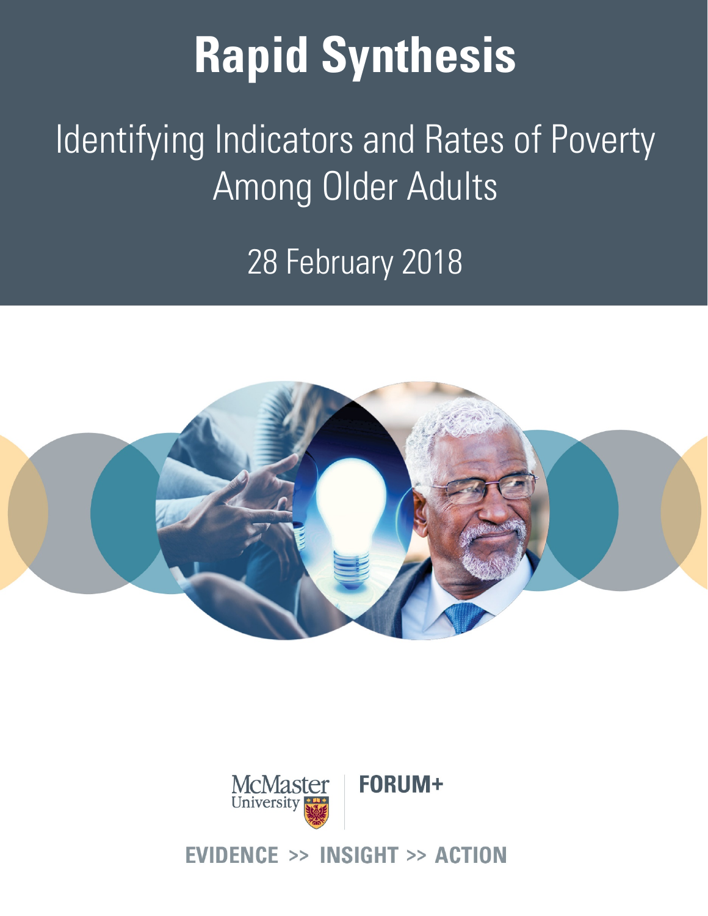# Rapid Synthesis

## Identifying Indicators and Rates of Poverty Among Older Adults

28 February 2018

McMaster University | FORUM+

EVIDENCE >> INSIGHT >> ACTION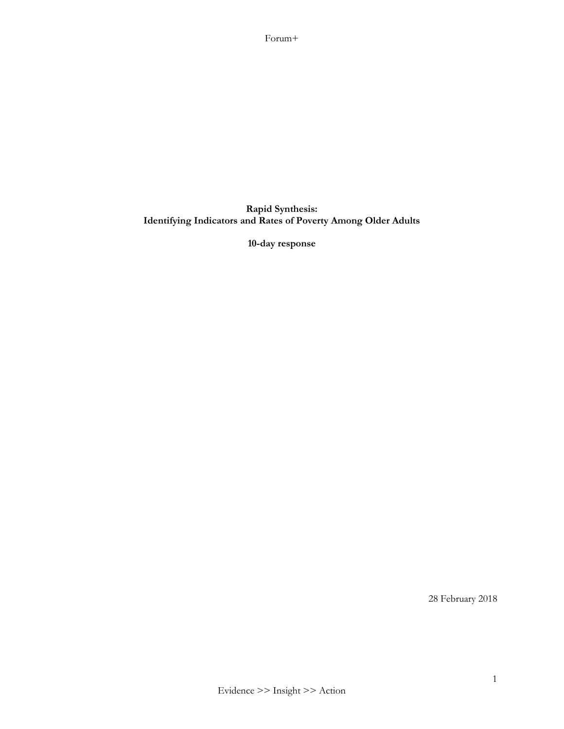**Rapid Synthesis:**
**Identifying Indicators and Rates of Poverty Among Older Adults**

**10-day response**

28 February 2018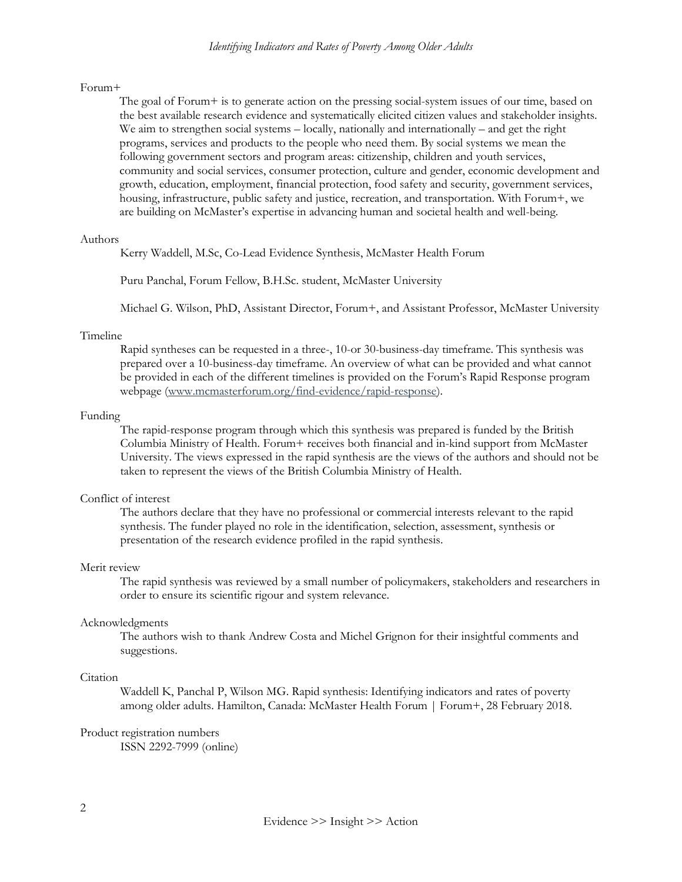Forum+

The goal of Forum+ is to generate action on the pressing social-system issues of our time, based on the best available research evidence and systematically elicited citizen values and stakeholder insights. We aim to strengthen social systems – locally, nationally and internationally – and get the right programs, services and products to the people who need them. By social systems we mean the following government sectors and program areas: citizenship, children and youth services, community and social services, consumer protection, culture and gender, economic development and growth, education, employment, financial protection, food safety and security, government services, housing, infrastructure, public safety and justice, recreation, and transportation. With Forum+, we are building on McMaster's expertise in advancing human and societal health and well-being.

Authors

Kerry Waddell, M.Sc, Co-Lead Evidence Synthesis, McMaster Health Forum

Puru Panchal, Forum Fellow, B.H.Sc. student, McMaster University

Michael G. Wilson, PhD, Assistant Director, Forum+, and Assistant Professor, McMaster University

Timeline

Rapid syntheses can be requested in a three-, 10-or 30-business-day timeframe. This synthesis was prepared over a 10-business-day timeframe. An overview of what can be provided and what cannot be provided in each of the different timelines is provided on the Forum's Rapid Response program webpage (www.mcmasterforum.org/find-evidence/rapid-response).

Funding

The rapid-response program through which this synthesis was prepared is funded by the British Columbia Ministry of Health. Forum+ receives both financial and in-kind support from McMaster University. The views expressed in the rapid synthesis are the views of the authors and should not be taken to represent the views of the British Columbia Ministry of Health.

Conflict of interest

The authors declare that they have no professional or commercial interests relevant to the rapid synthesis. The funder played no role in the identification, selection, assessment, synthesis or presentation of the research evidence profiled in the rapid synthesis.

Merit review

The rapid synthesis was reviewed by a small number of policymakers, stakeholders and researchers in order to ensure its scientific rigour and system relevance.

Acknowledgments

The authors wish to thank Andrew Costa and Michel Grignon for their insightful comments and suggestions.

Citation

Waddell K, Panchal P, Wilson MG. Rapid synthesis: Identifying indicators and rates of poverty among older adults. Hamilton, Canada: McMaster Health Forum | Forum+, 28 February 2018.

Product registration numbers

ISSN 2292-7999 (online)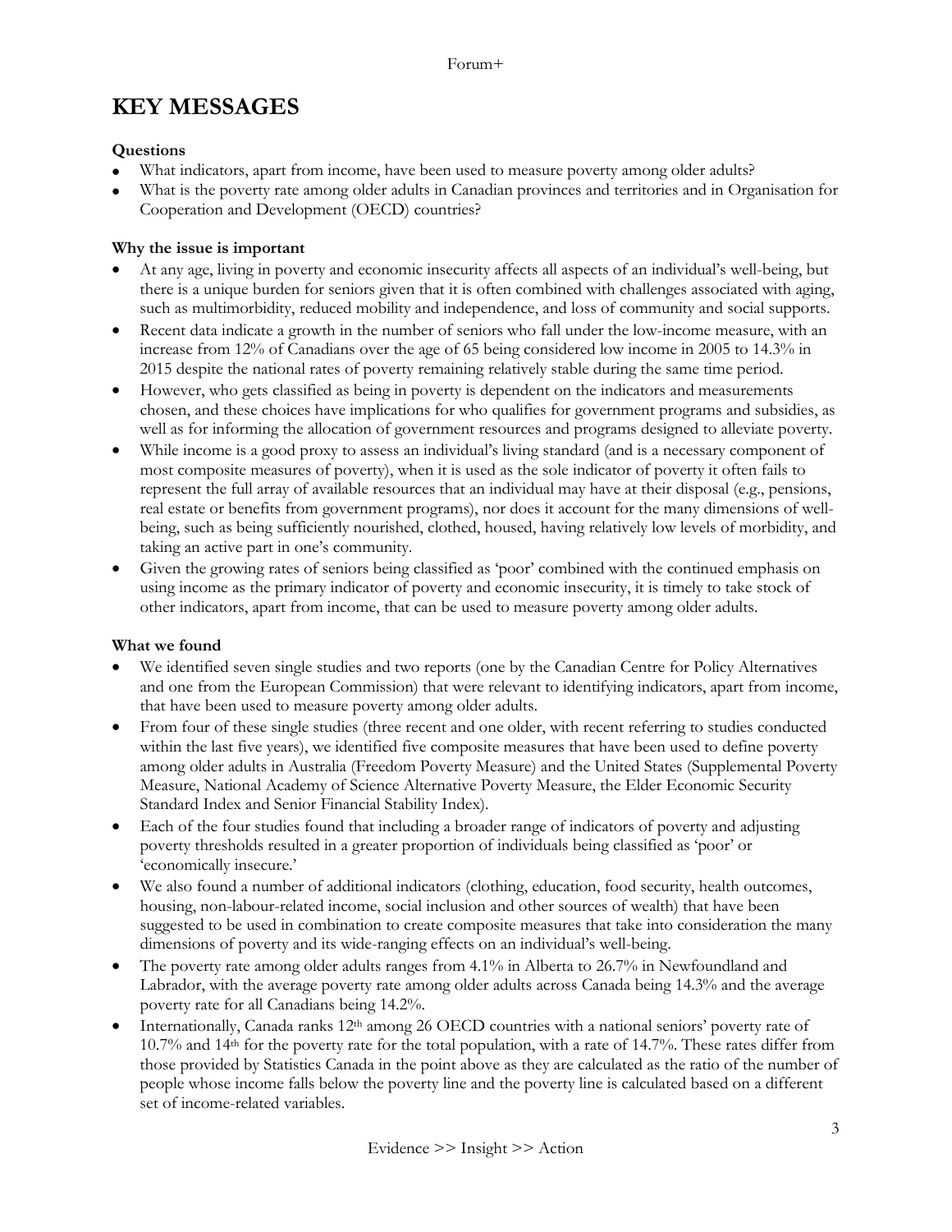# KEY MESSAGES

**Questions**

- What indicators, apart from income, have been used to measure poverty among older adults?
- What is the poverty rate among older adults in Canadian provinces and territories and in Organisation for Cooperation and Development (OECD) countries?

**Why the issue is important**

- At any age, living in poverty and economic insecurity affects all aspects of an individual's well-being, but there is a unique burden for seniors given that it is often combined with challenges associated with aging, such as multimorbidity, reduced mobility and independence, and loss of community and social supports.
- Recent data indicate a growth in the number of seniors who fall under the low-income measure, with an increase from 12% of Canadians over the age of 65 being considered low income in 2005 to 14.3% in 2015 despite the national rates of poverty remaining relatively stable during the same time period.
- However, who gets classified as being in poverty is dependent on the indicators and measurements chosen, and these choices have implications for who qualifies for government programs and subsidies, as well as for informing the allocation of government resources and programs designed to alleviate poverty.
- While income is a good proxy to assess an individual's living standard (and is a necessary component of most composite measures of poverty), when it is used as the sole indicator of poverty it often fails to represent the full array of available resources that an individual may have at their disposal (e.g., pensions, real estate or benefits from government programs), nor does it account for the many dimensions of well-being, such as being sufficiently nourished, clothed, housed, having relatively low levels of morbidity, and taking an active part in one's community.
- Given the growing rates of seniors being classified as 'poor' combined with the continued emphasis on using income as the primary indicator of poverty and economic insecurity, it is timely to take stock of other indicators, apart from income, that can be used to measure poverty among older adults.

**What we found**

- We identified seven single studies and two reports (one by the Canadian Centre for Policy Alternatives and one from the European Commission) that were relevant to identifying indicators, apart from income, that have been used to measure poverty among older adults.
- From four of these single studies (three recent and one older, with recent referring to studies conducted within the last five years), we identified five composite measures that have been used to define poverty among older adults in Australia (Freedom Poverty Measure) and the United States (Supplemental Poverty Measure, National Academy of Science Alternative Poverty Measure, the Elder Economic Security Standard Index and Senior Financial Stability Index).
- Each of the four studies found that including a broader range of indicators of poverty and adjusting poverty thresholds resulted in a greater proportion of individuals being classified as 'poor' or 'economically insecure.'
- We also found a number of additional indicators (clothing, education, food security, health outcomes, housing, non-labour-related income, social inclusion and other sources of wealth) that have been suggested to be used in combination to create composite measures that take into consideration the many dimensions of poverty and its wide-ranging effects on an individual's well-being.
- The poverty rate among older adults ranges from 4.1% in Alberta to 26.7% in Newfoundland and Labrador, with the average poverty rate among older adults across Canada being 14.3% and the average poverty rate for all Canadians being 14.2%.
- Internationally, Canada ranks 12th among 26 OECD countries with a national seniors' poverty rate of 10.7% and 14th for the poverty rate for the total population, with a rate of 14.7%. These rates differ from those provided by Statistics Canada in the point above as they are calculated as the ratio of the number of people whose income falls below the poverty line and the poverty line is calculated based on a different set of income-related variables.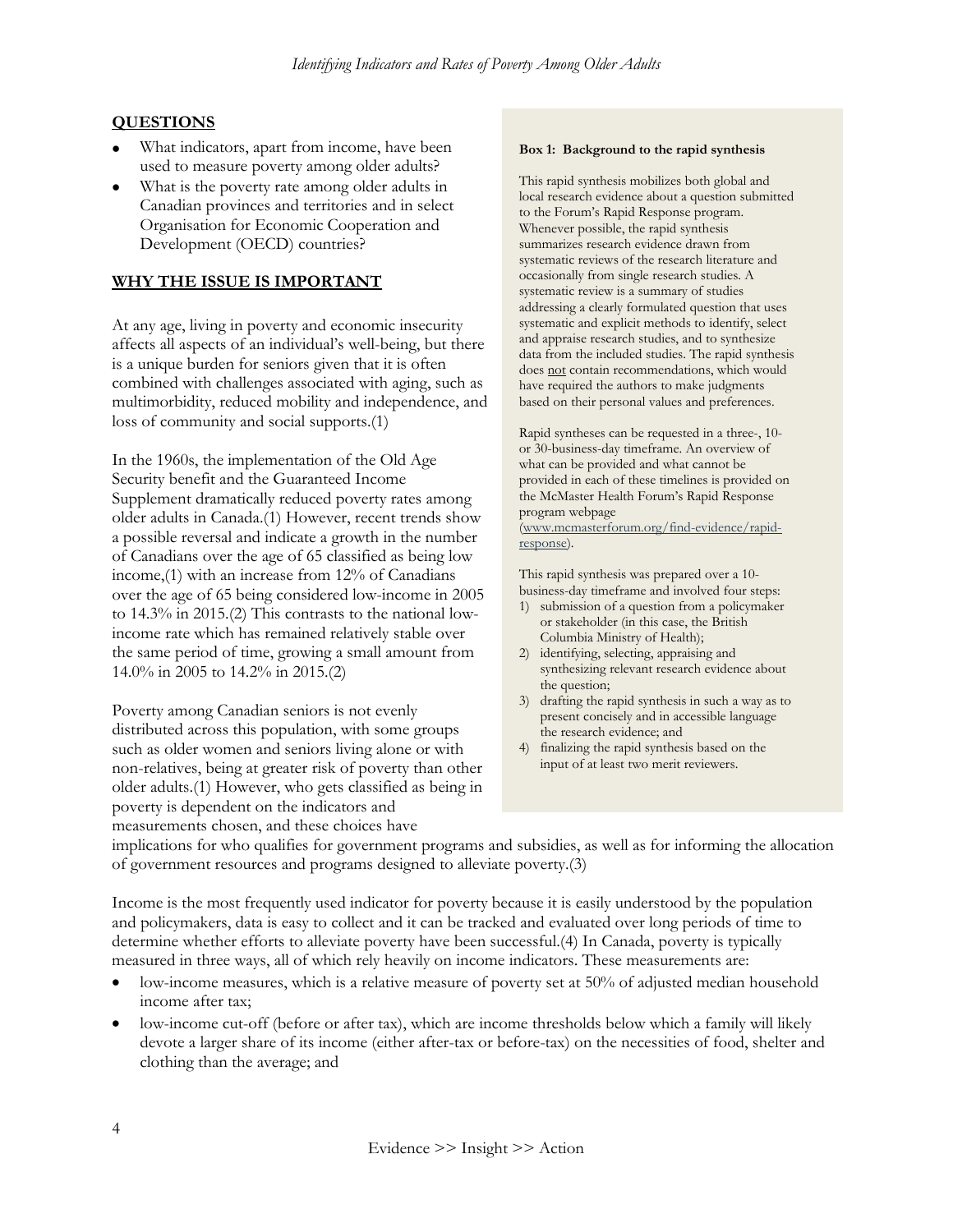## QUESTIONS

- What indicators, apart from income, have been used to measure poverty among older adults?
- What is the poverty rate among older adults in Canadian provinces and territories and in select Organisation for Economic Cooperation and Development (OECD) countries?

## WHY THE ISSUE IS IMPORTANT

At any age, living in poverty and economic insecurity affects all aspects of an individual's well-being, but there is a unique burden for seniors given that it is often combined with challenges associated with aging, such as multimorbidity, reduced mobility and independence, and loss of community and social supports.(1)

In the 1960s, the implementation of the Old Age Security benefit and the Guaranteed Income Supplement dramatically reduced poverty rates among older adults in Canada.(1) However, recent trends show a possible reversal and indicate a growth in the number of Canadians over the age of 65 classified as being low income,(1) with an increase from 12% of Canadians over the age of 65 being considered low-income in 2005 to 14.3% in 2015.(2) This contrasts to the national low-income rate which has remained relatively stable over the same period of time, growing a small amount from 14.0% in 2005 to 14.2% in 2015.(2)

Poverty among Canadian seniors is not evenly distributed across this population, with some groups such as older women and seniors living alone or with non-relatives, being at greater risk of poverty than other older adults.(1) However, who gets classified as being in poverty is dependent on the indicators and measurements chosen, and these choices have implications for who qualifies for government programs and subsidies, as well as for informing the allocation of government resources and programs designed to alleviate poverty.(3)

Income is the most frequently used indicator for poverty because it is easily understood by the population and policymakers, data is easy to collect and it can be tracked and evaluated over long periods of time to determine whether efforts to alleviate poverty have been successful.(4) In Canada, poverty is typically measured in three ways, all of which rely heavily on income indicators. These measurements are:

- low-income measures, which is a relative measure of poverty set at 50% of adjusted median household income after tax;
- low-income cut-off (before or after tax), which are income thresholds below which a family will likely devote a larger share of its income (either after-tax or before-tax) on the necessities of food, shelter and clothing than the average; and

**Box 1: Background to the rapid synthesis**

This rapid synthesis mobilizes both global and local research evidence about a question submitted to the Forum's Rapid Response program. Whenever possible, the rapid synthesis summarizes research evidence drawn from systematic reviews of the research literature and occasionally from single research studies. A systematic review is a summary of studies addressing a clearly formulated question that uses systematic and explicit methods to identify, select and appraise research studies, and to synthesize data from the included studies. The rapid synthesis does not contain recommendations, which would have required the authors to make judgments based on their personal values and preferences.

Rapid syntheses can be requested in a three-, 10- or 30-business-day timeframe. An overview of what can be provided and what cannot be provided in each of these timelines is provided on the McMaster Health Forum's Rapid Response program webpage (www.mcmasterforum.org/find-evidence/rapid-response).

This rapid synthesis was prepared over a 10-business-day timeframe and involved four steps:

1) submission of a question from a policymaker or stakeholder (in this case, the British Columbia Ministry of Health);
2) identifying, selecting, appraising and synthesizing relevant research evidence about the question;
3) drafting the rapid synthesis in such a way as to present concisely and in accessible language the research evidence; and
4) finalizing the rapid synthesis based on the input of at least two merit reviewers.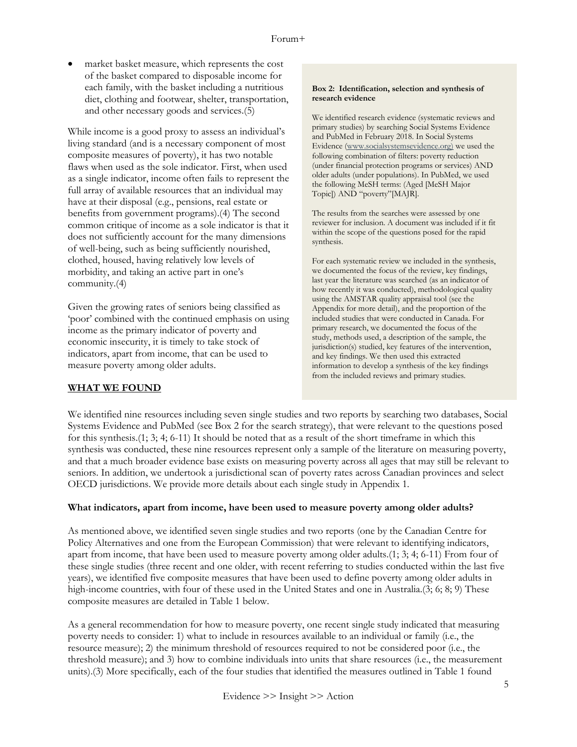- market basket measure, which represents the cost of the basket compared to disposable income for each family, with the basket including a nutritious diet, clothing and footwear, shelter, transportation, and other necessary goods and services.(5)

While income is a good proxy to assess an individual's living standard (and is a necessary component of most composite measures of poverty), it has two notable flaws when used as the sole indicator. First, when used as a single indicator, income often fails to represent the full array of available resources that an individual may have at their disposal (e.g., pensions, real estate or benefits from government programs).(4) The second common critique of income as a sole indicator is that it does not sufficiently account for the many dimensions of well-being, such as being sufficiently nourished, clothed, housed, having relatively low levels of morbidity, and taking an active part in one's community.(4)

Given the growing rates of seniors being classified as 'poor' combined with the continued emphasis on using income as the primary indicator of poverty and economic insecurity, it is timely to take stock of indicators, apart from income, that can be used to measure poverty among older adults.

> **Box 2: Identification, selection and synthesis of research evidence**
>
> We identified research evidence (systematic reviews and primary studies) by searching Social Systems Evidence and PubMed in February 2018. In Social Systems Evidence (www.socialsystemsevidence.org) we used the following combination of filters: poverty reduction (under financial protection programs or services) AND older adults (under populations). In PubMed, we used the following MeSH terms: (Aged [MeSH Major Topic]) AND "poverty"[MAJR].
>
> The results from the searches were assessed by one reviewer for inclusion. A document was included if it fit within the scope of the questions posed for the rapid synthesis.
>
> For each systematic review we included in the synthesis, we documented the focus of the review, key findings, last year the literature was searched (as an indicator of how recently it was conducted), methodological quality using the AMSTAR quality appraisal tool (see the Appendix for more detail), and the proportion of the included studies that were conducted in Canada. For primary research, we documented the focus of the study, methods used, a description of the sample, the jurisdiction(s) studied, key features of the intervention, and key findings. We then used this extracted information to develop a synthesis of the key findings from the included reviews and primary studies.

## WHAT WE FOUND

We identified nine resources including seven single studies and two reports by searching two databases, Social Systems Evidence and PubMed (see Box 2 for the search strategy), that were relevant to the questions posed for this synthesis.(1; 3; 4; 6-11) It should be noted that as a result of the short timeframe in which this synthesis was conducted, these nine resources represent only a sample of the literature on measuring poverty, and that a much broader evidence base exists on measuring poverty across all ages that may still be relevant to seniors. In addition, we undertook a jurisdictional scan of poverty rates across Canadian provinces and select OECD jurisdictions. We provide more details about each single study in Appendix 1.

### What indicators, apart from income, have been used to measure poverty among older adults?

As mentioned above, we identified seven single studies and two reports (one by the Canadian Centre for Policy Alternatives and one from the European Commission) that were relevant to identifying indicators, apart from income, that have been used to measure poverty among older adults.(1; 3; 4; 6-11) From four of these single studies (three recent and one older, with recent referring to studies conducted within the last five years), we identified five composite measures that have been used to define poverty among older adults in high-income countries, with four of these used in the United States and one in Australia.(3; 6; 8; 9) These composite measures are detailed in Table 1 below.

As a general recommendation for how to measure poverty, one recent single study indicated that measuring poverty needs to consider: 1) what to include in resources available to an individual or family (i.e., the resource measure); 2) the minimum threshold of resources required to not be considered poor (i.e., the threshold measure); and 3) how to combine individuals into units that share resources (i.e., the measurement units).(3) More specifically, each of the four studies that identified the measures outlined in Table 1 found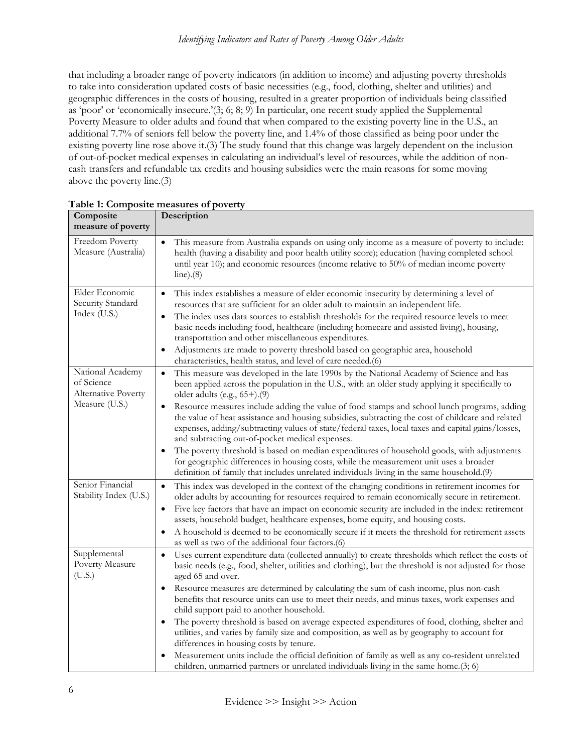that including a broader range of poverty indicators (in addition to income) and adjusting poverty thresholds to take into consideration updated costs of basic necessities (e.g., food, clothing, shelter and utilities) and geographic differences in the costs of housing, resulted in a greater proportion of individuals being classified as 'poor' or 'economically insecure.'(3; 6; 8; 9) In particular, one recent study applied the Supplemental Poverty Measure to older adults and found that when compared to the existing poverty line in the U.S., an additional 7.7% of seniors fell below the poverty line, and 1.4% of those classified as being poor under the existing poverty line rose above it.(3) The study found that this change was largely dependent on the inclusion of out-of-pocket medical expenses in calculating an individual's level of resources, while the addition of non-cash transfers and refundable tax credits and housing subsidies were the main reasons for some moving above the poverty line.(3)

**Table 1: Composite measures of poverty**

| Composite measure of poverty | Description |
|---|---|
| Freedom Poverty Measure (Australia) | • This measure from Australia expands on using only income as a measure of poverty to include: health (having a disability and poor health utility score); education (having completed school until year 10); and economic resources (income relative to 50% of median income poverty line).(8) |
| Elder Economic Security Standard Index (U.S.) | • This index establishes a measure of elder economic insecurity by determining a level of resources that are sufficient for an older adult to maintain an independent life.<br>• The index uses data sources to establish thresholds for the required resource levels to meet basic needs including food, healthcare (including homecare and assisted living), housing, transportation and other miscellaneous expenditures.<br>• Adjustments are made to poverty threshold based on geographic area, household characteristics, health status, and level of care needed.(6) |
| National Academy of Science Alternative Poverty Measure (U.S.) | • This measure was developed in the late 1990s by the National Academy of Science and has been applied across the population in the U.S., with an older study applying it specifically to older adults (e.g., 65+).(9)<br>• Resource measures include adding the value of food stamps and school lunch programs, adding the value of heat assistance and housing subsidies, subtracting the cost of childcare and related expenses, adding/subtracting values of state/federal taxes, local taxes and capital gains/losses, and subtracting out-of-pocket medical expenses.<br>• The poverty threshold is based on median expenditures of household goods, with adjustments for geographic differences in housing costs, while the measurement unit uses a broader definition of family that includes unrelated individuals living in the same household.(9) |
| Senior Financial Stability Index (U.S.) | • This index was developed in the context of the changing conditions in retirement incomes for older adults by accounting for resources required to remain economically secure in retirement.<br>• Five key factors that have an impact on economic security are included in the index: retirement assets, household budget, healthcare expenses, home equity, and housing costs.<br>• A household is deemed to be economically secure if it meets the threshold for retirement assets as well as two of the additional four factors.(6) |
| Supplemental Poverty Measure (U.S.) | • Uses current expenditure data (collected annually) to create thresholds which reflect the costs of basic needs (e.g., food, shelter, utilities and clothing), but the threshold is not adjusted for those aged 65 and over.<br>• Resource measures are determined by calculating the sum of cash income, plus non-cash benefits that resource units can use to meet their needs, and minus taxes, work expenses and child support paid to another household.<br>• The poverty threshold is based on average expected expenditures of food, clothing, shelter and utilities, and varies by family size and composition, as well as by geography to account for differences in housing costs by tenure.<br>• Measurement units include the official definition of family as well as any co-resident unrelated children, unmarried partners or unrelated individuals living in the same home.(3; 6) |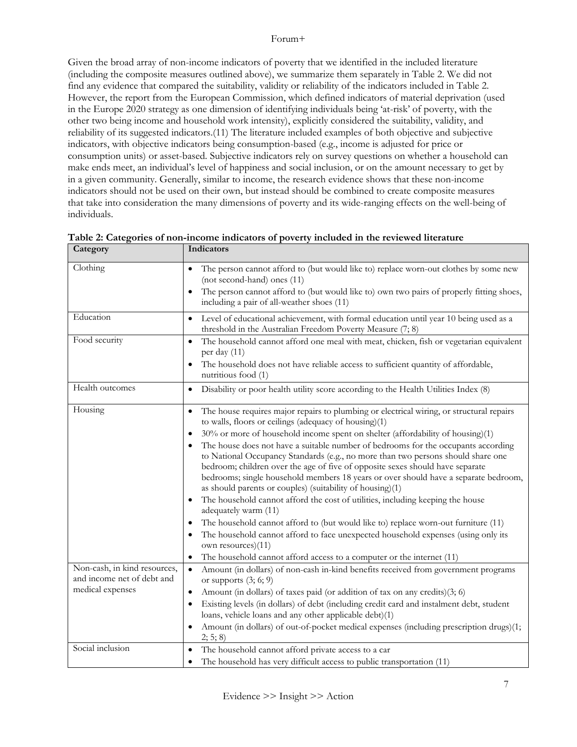Given the broad array of non-income indicators of poverty that we identified in the included literature (including the composite measures outlined above), we summarize them separately in Table 2. We did not find any evidence that compared the suitability, validity or reliability of the indicators included in Table 2. However, the report from the European Commission, which defined indicators of material deprivation (used in the Europe 2020 strategy as one dimension of identifying individuals being 'at-risk' of poverty, with the other two being income and household work intensity), explicitly considered the suitability, validity, and reliability of its suggested indicators.(11) The literature included examples of both objective and subjective indicators, with objective indicators being consumption-based (e.g., income is adjusted for price or consumption units) or asset-based. Subjective indicators rely on survey questions on whether a household can make ends meet, an individual's level of happiness and social inclusion, or on the amount necessary to get by in a given community. Generally, similar to income, the research evidence shows that these non-income indicators should not be used on their own, but instead should be combined to create composite measures that take into consideration the many dimensions of poverty and its wide-ranging effects on the well-being of individuals.

**Table 2: Categories of non-income indicators of poverty included in the reviewed literature**

| Category | Indicators |
|---|---|
| Clothing | • The person cannot afford to (but would like to) replace worn-out clothes by some new (not second-hand) ones (11)<br>• The person cannot afford to (but would like to) own two pairs of properly fitting shoes, including a pair of all-weather shoes (11) |
| Education | • Level of educational achievement, with formal education until year 10 being used as a threshold in the Australian Freedom Poverty Measure (7; 8) |
| Food security | • The household cannot afford one meal with meat, chicken, fish or vegetarian equivalent per day (11)<br>• The household does not have reliable access to sufficient quantity of affordable, nutritious food (1) |
| Health outcomes | • Disability or poor health utility score according to the Health Utilities Index (8) |
| Housing | • The house requires major repairs to plumbing or electrical wiring, or structural repairs to walls, floors or ceilings (adequacy of housing)(1)<br>• 30% or more of household income spent on shelter (affordability of housing)(1)<br>• The house does not have a suitable number of bedrooms for the occupants according to National Occupancy Standards (e.g., no more than two persons should share one bedroom; children over the age of five of opposite sexes should have separate bedrooms; single household members 18 years or over should have a separate bedroom, as should parents or couples) (suitability of housing)(1)<br>• The household cannot afford the cost of utilities, including keeping the house adequately warm (11)<br>• The household cannot afford to (but would like to) replace worn-out furniture (11)<br>• The household cannot afford to face unexpected household expenses (using only its own resources)(11)<br>• The household cannot afford access to a computer or the internet (11) |
| Non-cash, in kind resources, and income net of debt and medical expenses | • Amount (in dollars) of non-cash in-kind benefits received from government programs or supports (3; 6; 9)<br>• Amount (in dollars) of taxes paid (or addition of tax on any credits)(3; 6)<br>• Existing levels (in dollars) of debt (including credit card and instalment debt, student loans, vehicle loans and any other applicable debt)(1)<br>• Amount (in dollars) of out-of-pocket medical expenses (including prescription drugs)(1; 2; 5; 8) |
| Social inclusion | • The household cannot afford private access to a car<br>• The household has very difficult access to public transportation (11) |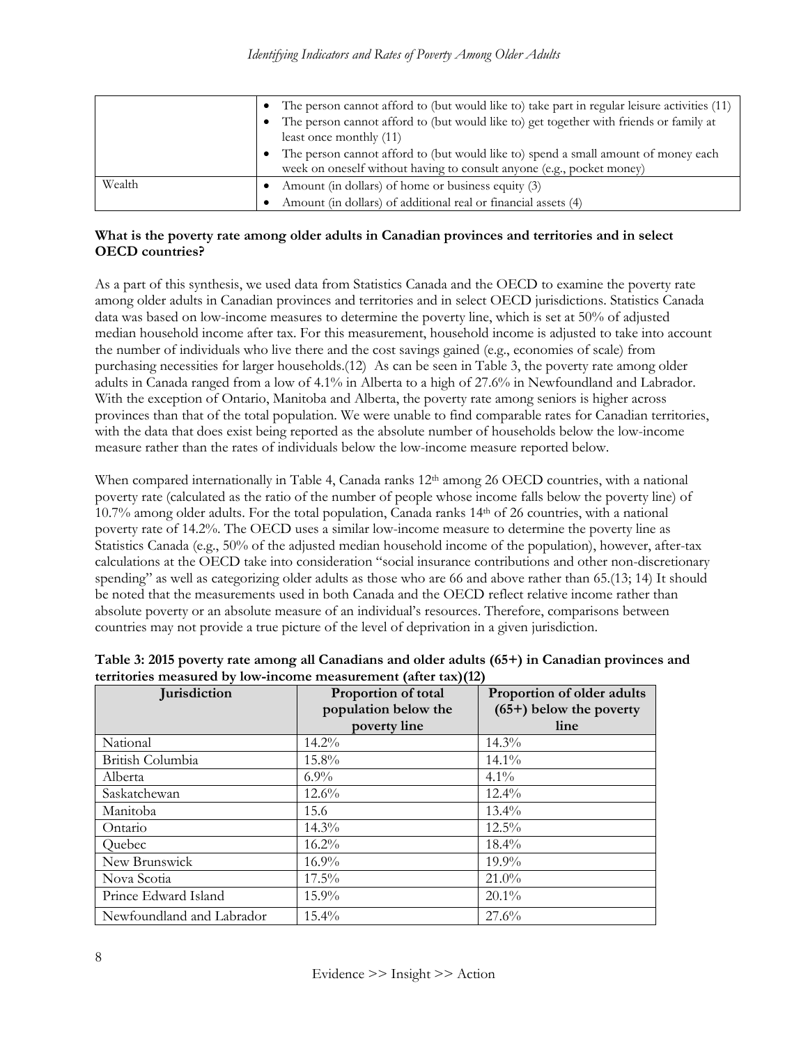|  | • The person cannot afford to (but would like to) take part in regular leisure activities (11)<br>• The person cannot afford to (but would like to) get together with friends or family at least once monthly (11)<br>• The person cannot afford to (but would like to) spend a small amount of money each week on oneself without having to consult anyone (e.g., pocket money) |
| --- | --- |
| Wealth | • Amount (in dollars) of home or business equity (3)<br>• Amount (in dollars) of additional real or financial assets (4) |

**What is the poverty rate among older adults in Canadian provinces and territories and in select OECD countries?**

As a part of this synthesis, we used data from Statistics Canada and the OECD to examine the poverty rate among older adults in Canadian provinces and territories and in select OECD jurisdictions. Statistics Canada data was based on low-income measures to determine the poverty line, which is set at 50% of adjusted median household income after tax. For this measurement, household income is adjusted to take into account the number of individuals who live there and the cost savings gained (e.g., economies of scale) from purchasing necessities for larger households.(12) As can be seen in Table 3, the poverty rate among older adults in Canada ranged from a low of 4.1% in Alberta to a high of 27.6% in Newfoundland and Labrador. With the exception of Ontario, Manitoba and Alberta, the poverty rate among seniors is higher across provinces than that of the total population. We were unable to find comparable rates for Canadian territories, with the data that does exist being reported as the absolute number of households below the low-income measure rather than the rates of individuals below the low-income measure reported below.

When compared internationally in Table 4, Canada ranks 12th among 26 OECD countries, with a national poverty rate (calculated as the ratio of the number of people whose income falls below the poverty line) of 10.7% among older adults. For the total population, Canada ranks 14th of 26 countries, with a national poverty rate of 14.2%. The OECD uses a similar low-income measure to determine the poverty line as Statistics Canada (e.g., 50% of the adjusted median household income of the population), however, after-tax calculations at the OECD take into consideration "social insurance contributions and other non-discretionary spending" as well as categorizing older adults as those who are 66 and above rather than 65.(13; 14) It should be noted that the measurements used in both Canada and the OECD reflect relative income rather than absolute poverty or an absolute measure of an individual's resources. Therefore, comparisons between countries may not provide a true picture of the level of deprivation in a given jurisdiction.

**Table 3: 2015 poverty rate among all Canadians and older adults (65+) in Canadian provinces and territories measured by low-income measurement (after tax)(12)**

| Jurisdiction | Proportion of total population below the poverty line | Proportion of older adults (65+) below the poverty line |
| --- | --- | --- |
| National | 14.2% | 14.3% |
| British Columbia | 15.8% | 14.1% |
| Alberta | 6.9% | 4.1% |
| Saskatchewan | 12.6% | 12.4% |
| Manitoba | 15.6 | 13.4% |
| Ontario | 14.3% | 12.5% |
| Quebec | 16.2% | 18.4% |
| New Brunswick | 16.9% | 19.9% |
| Nova Scotia | 17.5% | 21.0% |
| Prince Edward Island | 15.9% | 20.1% |
| Newfoundland and Labrador | 15.4% | 27.6% |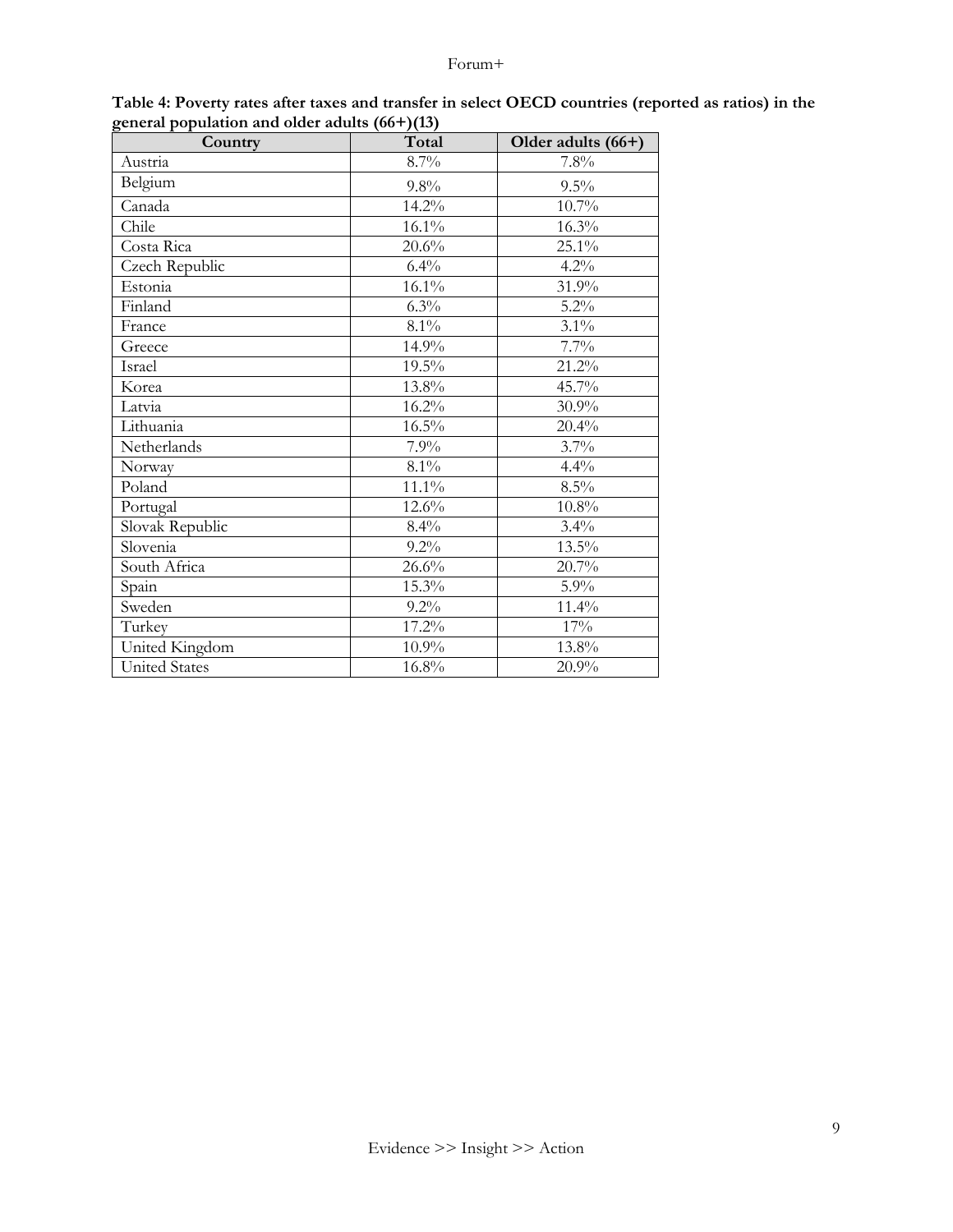**Table 4: Poverty rates after taxes and transfer in select OECD countries (reported as ratios) in the general population and older adults (66+)(13)**

| Country | Total | Older adults (66+) |
|---|---|---|
| Austria | 8.7% | 7.8% |
| Belgium | 9.8% | 9.5% |
| Canada | 14.2% | 10.7% |
| Chile | 16.1% | 16.3% |
| Costa Rica | 20.6% | 25.1% |
| Czech Republic | 6.4% | 4.2% |
| Estonia | 16.1% | 31.9% |
| Finland | 6.3% | 5.2% |
| France | 8.1% | 3.1% |
| Greece | 14.9% | 7.7% |
| Israel | 19.5% | 21.2% |
| Korea | 13.8% | 45.7% |
| Latvia | 16.2% | 30.9% |
| Lithuania | 16.5% | 20.4% |
| Netherlands | 7.9% | 3.7% |
| Norway | 8.1% | 4.4% |
| Poland | 11.1% | 8.5% |
| Portugal | 12.6% | 10.8% |
| Slovak Republic | 8.4% | 3.4% |
| Slovenia | 9.2% | 13.5% |
| South Africa | 26.6% | 20.7% |
| Spain | 15.3% | 5.9% |
| Sweden | 9.2% | 11.4% |
| Turkey | 17.2% | 17% |
| United Kingdom | 10.9% | 13.8% |
| United States | 16.8% | 20.9% |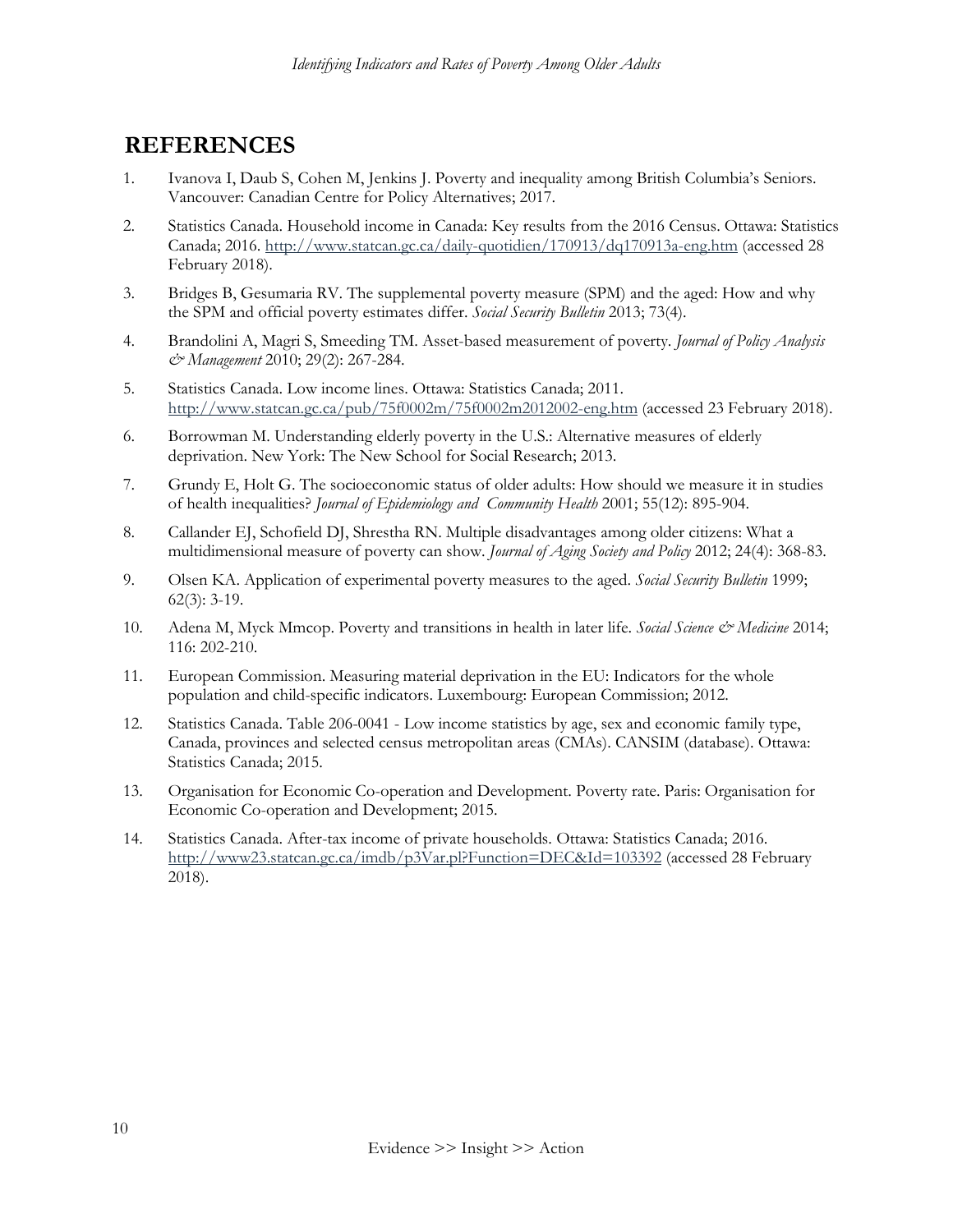# REFERENCES

1. Ivanova I, Daub S, Cohen M, Jenkins J. Poverty and inequality among British Columbia's Seniors. Vancouver: Canadian Centre for Policy Alternatives; 2017.

2. Statistics Canada. Household income in Canada: Key results from the 2016 Census. Ottawa: Statistics Canada; 2016. http://www.statcan.gc.ca/daily-quotidien/170913/dq170913a-eng.htm (accessed 28 February 2018).

3. Bridges B, Gesumaria RV. The supplemental poverty measure (SPM) and the aged: How and why the SPM and official poverty estimates differ. *Social Security Bulletin* 2013; 73(4).

4. Brandolini A, Magri S, Smeeding TM. Asset-based measurement of poverty. *Journal of Policy Analysis & Management* 2010; 29(2): 267-284.

5. Statistics Canada. Low income lines. Ottawa: Statistics Canada; 2011. http://www.statcan.gc.ca/pub/75f0002m/75f0002m2012002-eng.htm (accessed 23 February 2018).

6. Borrowman M. Understanding elderly poverty in the U.S.: Alternative measures of elderly deprivation. New York: The New School for Social Research; 2013.

7. Grundy E, Holt G. The socioeconomic status of older adults: How should we measure it in studies of health inequalities? *Journal of Epidemiology and Community Health* 2001; 55(12): 895-904.

8. Callander EJ, Schofield DJ, Shrestha RN. Multiple disadvantages among older citizens: What a multidimensional measure of poverty can show. *Journal of Aging Society and Policy* 2012; 24(4): 368-83.

9. Olsen KA. Application of experimental poverty measures to the aged. *Social Security Bulletin* 1999; 62(3): 3-19.

10. Adena M, Myck Mmcop. Poverty and transitions in health in later life. *Social Science & Medicine* 2014; 116: 202-210.

11. European Commission. Measuring material deprivation in the EU: Indicators for the whole population and child-specific indicators. Luxembourg: European Commission; 2012.

12. Statistics Canada. Table 206-0041 - Low income statistics by age, sex and economic family type, Canada, provinces and selected census metropolitan areas (CMAs). CANSIM (database). Ottawa: Statistics Canada; 2015.

13. Organisation for Economic Co-operation and Development. Poverty rate. Paris: Organisation for Economic Co-operation and Development; 2015.

14. Statistics Canada. After-tax income of private households. Ottawa: Statistics Canada; 2016. http://www23.statcan.gc.ca/imdb/p3Var.pl?Function=DEC&Id=103392 (accessed 28 February 2018).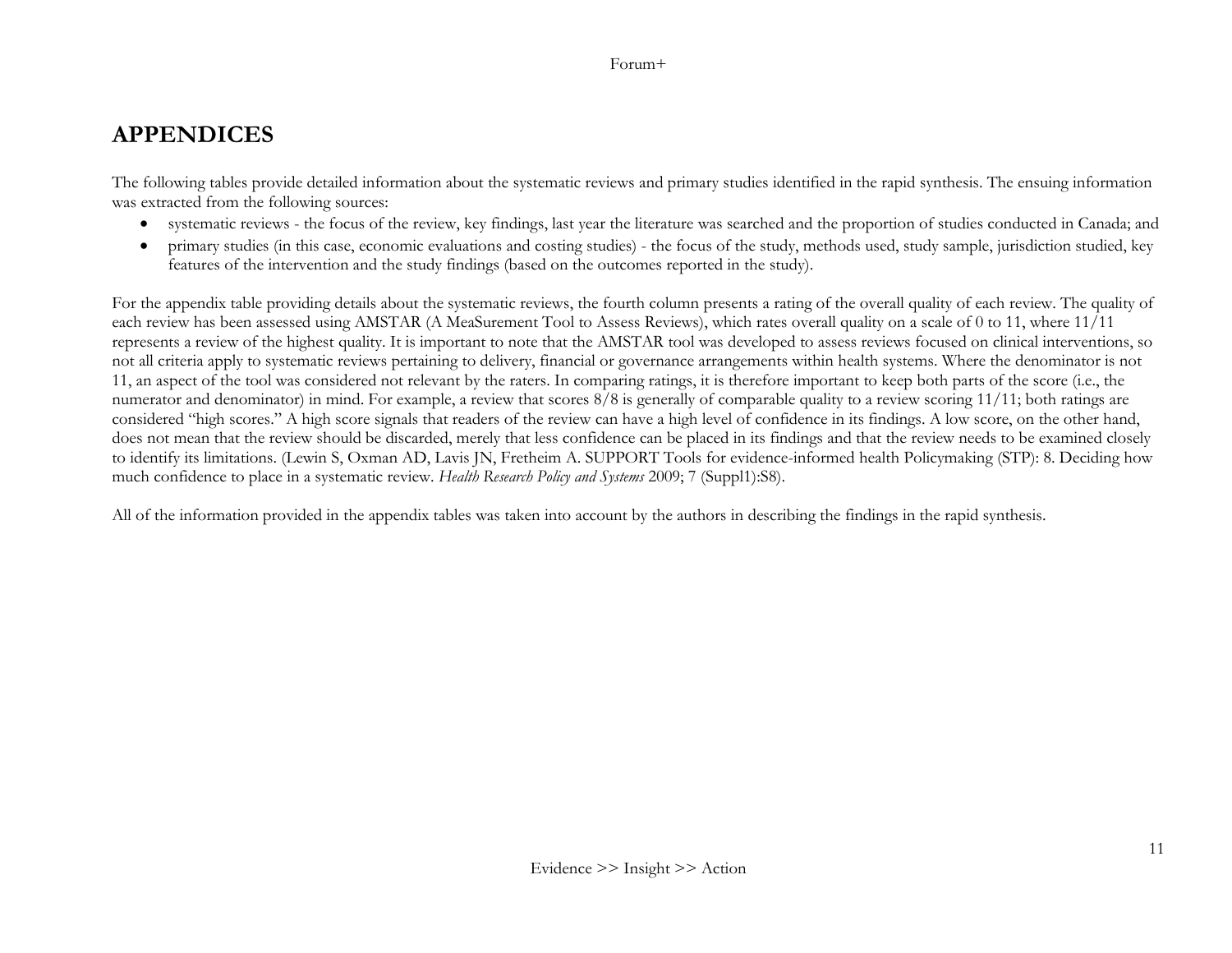# APPENDICES

The following tables provide detailed information about the systematic reviews and primary studies identified in the rapid synthesis. The ensuing information was extracted from the following sources:

- systematic reviews - the focus of the review, key findings, last year the literature was searched and the proportion of studies conducted in Canada; and
- primary studies (in this case, economic evaluations and costing studies) - the focus of the study, methods used, study sample, jurisdiction studied, key features of the intervention and the study findings (based on the outcomes reported in the study).

For the appendix table providing details about the systematic reviews, the fourth column presents a rating of the overall quality of each review. The quality of each review has been assessed using AMSTAR (A MeaSurement Tool to Assess Reviews), which rates overall quality on a scale of 0 to 11, where 11/11 represents a review of the highest quality. It is important to note that the AMSTAR tool was developed to assess reviews focused on clinical interventions, so not all criteria apply to systematic reviews pertaining to delivery, financial or governance arrangements within health systems. Where the denominator is not 11, an aspect of the tool was considered not relevant by the raters. In comparing ratings, it is therefore important to keep both parts of the score (i.e., the numerator and denominator) in mind. For example, a review that scores 8/8 is generally of comparable quality to a review scoring 11/11; both ratings are considered "high scores." A high score signals that readers of the review can have a high level of confidence in its findings. A low score, on the other hand, does not mean that the review should be discarded, merely that less confidence can be placed in its findings and that the review needs to be examined closely to identify its limitations. (Lewin S, Oxman AD, Lavis JN, Fretheim A. SUPPORT Tools for evidence-informed health Policymaking (STP): 8. Deciding how much confidence to place in a systematic review. *Health Research Policy and Systems* 2009; 7 (Suppl1):S8).

All of the information provided in the appendix tables was taken into account by the authors in describing the findings in the rapid synthesis.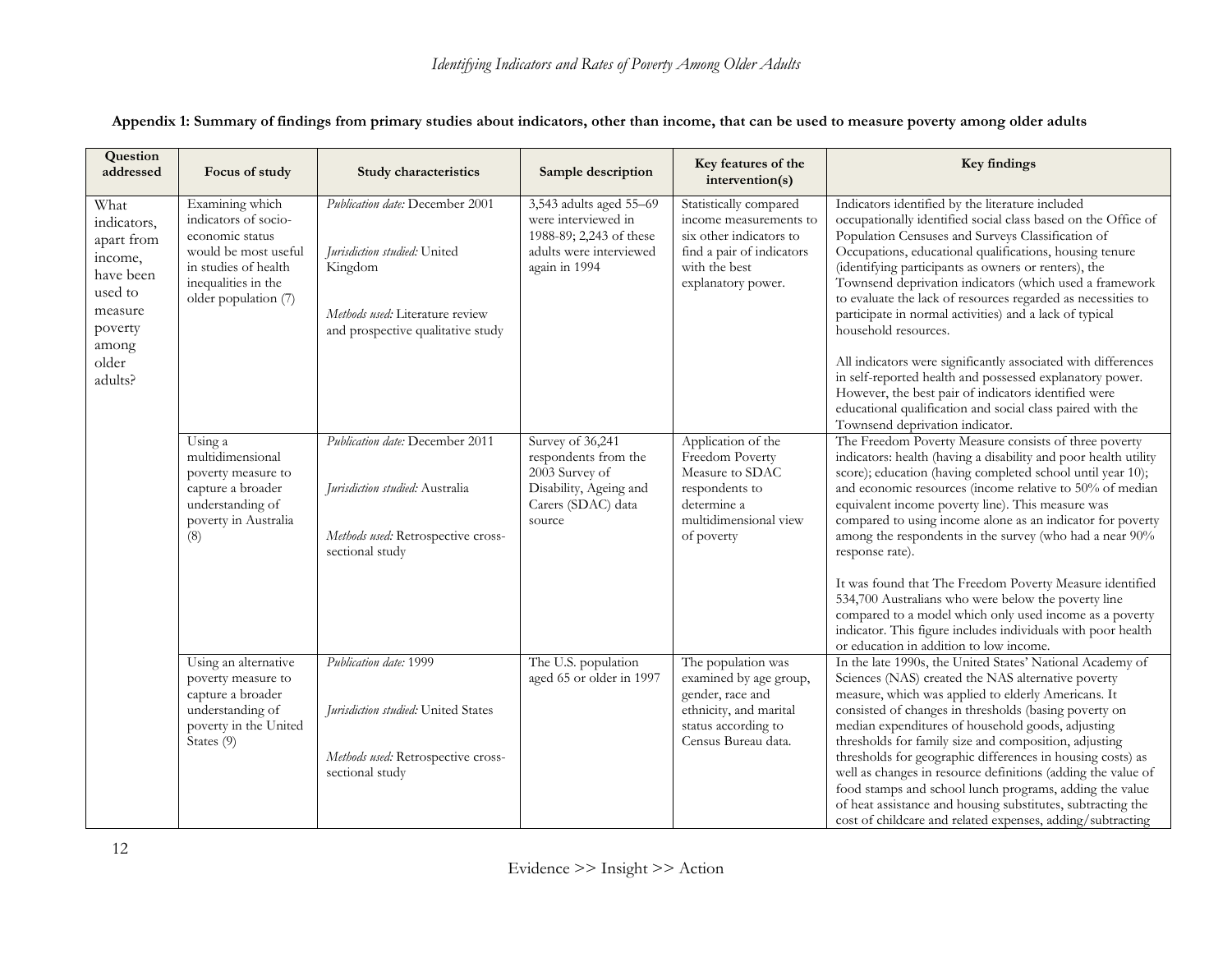**Appendix 1: Summary of findings from primary studies about indicators, other than income, that can be used to measure poverty among older adults**

| Question addressed | Focus of study | Study characteristics | Sample description | Key features of the intervention(s) | Key findings |
|---|---|---|---|---|---|
| What indicators, apart from income, have been used to measure poverty among older adults? | Examining which indicators of socio-economic status would be most useful in studies of health inequalities in the older population (7) | *Publication date:* December 2001<br><br>*Jurisdiction studied:* United Kingdom<br><br>*Methods used:* Literature review and prospective qualitative study | 3,543 adults aged 55–69 were interviewed in 1988-89; 2,243 of these adults were interviewed again in 1994 | Statistically compared income measurements to six other indicators to find a pair of indicators with the best explanatory power. | Indicators identified by the literature included occupationally identified social class based on the Office of Population Censuses and Surveys Classification of Occupations, educational qualifications, housing tenure (identifying participants as owners or renters), the Townsend deprivation indicators (which used a framework to evaluate the lack of resources regarded as necessities to participate in normal activities) and a lack of typical household resources.<br><br>All indicators were significantly associated with differences in self-reported health and possessed explanatory power. However, the best pair of indicators identified were educational qualification and social class paired with the Townsend deprivation indicator. |
| | Using a multidimensional poverty measure to capture a broader understanding of poverty in Australia (8) | *Publication date:* December 2011<br><br>*Jurisdiction studied:* Australia<br><br>*Methods used:* Retrospective cross-sectional study | Survey of 36,241 respondents from the 2003 Survey of Disability, Ageing and Carers (SDAC) data source | Application of the Freedom Poverty Measure to SDAC respondents to determine a multidimensional view of poverty | The Freedom Poverty Measure consists of three poverty indicators: health (having a disability and poor health utility score); education (having completed school until year 10); and economic resources (income relative to 50% of median equivalent income poverty line). This measure was compared to using income alone as an indicator for poverty among the respondents in the survey (who had a near 90% response rate).<br><br>It was found that The Freedom Poverty Measure identified 534,700 Australians who were below the poverty line compared to a model which only used income as a poverty indicator. This figure includes individuals with poor health or education in addition to low income. |
| | Using an alternative poverty measure to capture a broader understanding of poverty in the United States (9) | *Publication date:* 1999<br><br>*Jurisdiction studied:* United States<br><br>*Methods used:* Retrospective cross-sectional study | The U.S. population aged 65 or older in 1997 | The population was examined by age group, gender, race and ethnicity, and marital status according to Census Bureau data. | In the late 1990s, the United States' National Academy of Sciences (NAS) created the NAS alternative poverty measure, which was applied to elderly Americans. It consisted of changes in thresholds (basing poverty on median expenditures of household goods, adjusting thresholds for family size and composition, adjusting thresholds for geographic differences in housing costs) as well as changes in resource definitions (adding the value of food stamps and school lunch programs, adding the value of heat assistance and housing substitutes, subtracting the cost of childcare and related expenses, adding/subtracting |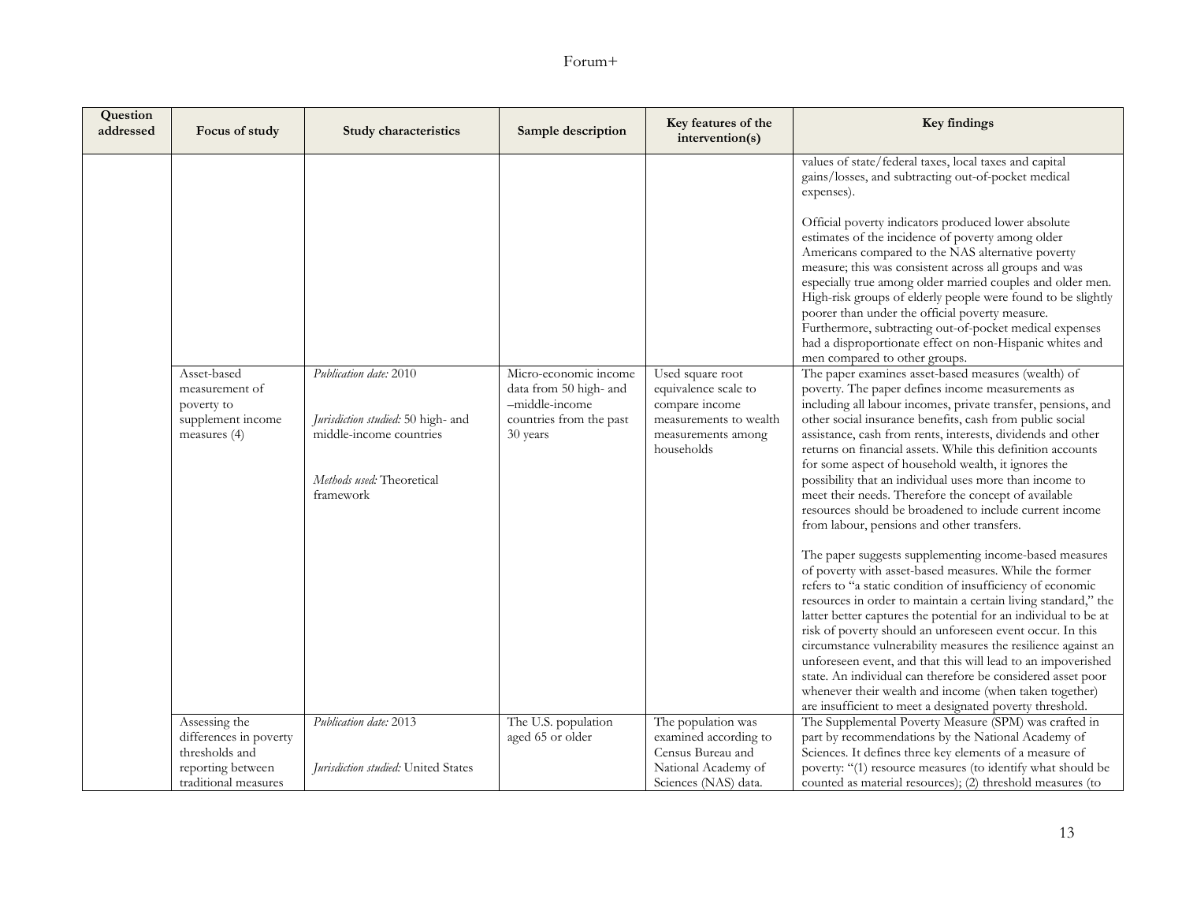| Question addressed | Focus of study | Study characteristics | Sample description | Key features of the intervention(s) | Key findings |
|---|---|---|---|---|---|
| | | | | | values of state/federal taxes, local taxes and capital gains/losses, and subtracting out-of-pocket medical expenses).<br><br>Official poverty indicators produced lower absolute estimates of the incidence of poverty among older Americans compared to the NAS alternative poverty measure; this was consistent across all groups and was especially true among older married couples and older men. High-risk groups of elderly people were found to be slightly poorer than under the official poverty measure. Furthermore, subtracting out-of-pocket medical expenses had a disproportionate effect on non-Hispanic whites and men compared to other groups. |
| | Asset-based measurement of poverty to supplement income measures (4) | *Publication date:* 2010<br><br>*Jurisdiction studied:* 50 high- and middle-income countries<br><br>*Methods used:* Theoretical framework | Micro-economic income data from 50 high- and –middle-income countries from the past 30 years | Used square root equivalence scale to compare income measurements to wealth measurements among households | The paper examines asset-based measures (wealth) of poverty. The paper defines income measurements as including all labour incomes, private transfer, pensions, and other social insurance benefits, cash from public social assistance, cash from rents, interests, dividends and other returns on financial assets. While this definition accounts for some aspect of household wealth, it ignores the possibility that an individual uses more than income to meet their needs. Therefore the concept of available resources should be broadened to include current income from labour, pensions and other transfers.<br><br>The paper suggests supplementing income-based measures of poverty with asset-based measures. While the former refers to "a static condition of insufficiency of economic resources in order to maintain a certain living standard," the latter better captures the potential for an individual to be at risk of poverty should an unforeseen event occur. In this circumstance vulnerability measures the resilience against an unforeseen event, and that this will lead to an impoverished state. An individual can therefore be considered asset poor whenever their wealth and income (when taken together) are insufficient to meet a designated poverty threshold. |
| | Assessing the differences in poverty thresholds and reporting between traditional measures | *Publication date:* 2013<br><br>*Jurisdiction studied:* United States | The U.S. population aged 65 or older | The population was examined according to Census Bureau and National Academy of Sciences (NAS) data. | The Supplemental Poverty Measure (SPM) was crafted in part by recommendations by the National Academy of Sciences. It defines three key elements of a measure of poverty: "(1) resource measures (to identify what should be counted as material resources); (2) threshold measures (to |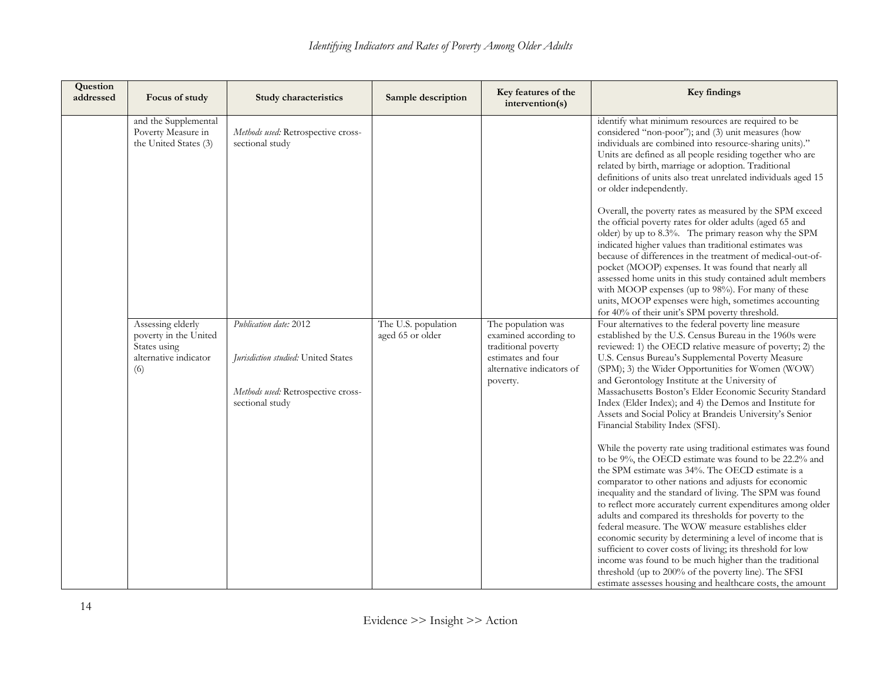| Question addressed | Focus of study | Study characteristics | Sample description | Key features of the intervention(s) | Key findings |
|---|---|---|---|---|---|
| | and the Supplemental Poverty Measure in the United States (3) | *Methods used:* Retrospective cross-sectional study | | | identify what minimum resources are required to be considered "non-poor"); and (3) unit measures (how individuals are combined into resource-sharing units)." Units are defined as all people residing together who are related by birth, marriage or adoption. Traditional definitions of units also treat unrelated individuals aged 15 or older independently.<br><br>Overall, the poverty rates as measured by the SPM exceed the official poverty rates for older adults (aged 65 and older) by up to 8.3%. The primary reason why the SPM indicated higher values than traditional estimates was because of differences in the treatment of medical-out-of-pocket (MOOP) expenses. It was found that nearly all assessed home units in this study contained adult members with MOOP expenses (up to 98%). For many of these units, MOOP expenses were high, sometimes accounting for 40% of their unit's SPM poverty threshold. |
| | Assessing elderly poverty in the United States using alternative indicator (6) | *Publication date:* 2012<br><br>*Jurisdiction studied:* United States<br><br>*Methods used:* Retrospective cross-sectional study | The U.S. population aged 65 or older | The population was examined according to traditional poverty estimates and four alternative indicators of poverty. | Four alternatives to the federal poverty line measure established by the U.S. Census Bureau in the 1960s were reviewed: 1) the OECD relative measure of poverty; 2) the U.S. Census Bureau's Supplemental Poverty Measure (SPM); 3) the Wider Opportunities for Women (WOW) and Gerontology Institute at the University of Massachusetts Boston's Elder Economic Security Standard Index (Elder Index); and 4) the Demos and Institute for Assets and Social Policy at Brandeis University's Senior Financial Stability Index (SFSI).<br><br>While the poverty rate using traditional estimates was found to be 9%, the OECD estimate was found to be 22.2% and the SPM estimate was 34%. The OECD estimate is a comparator to other nations and adjusts for economic inequality and the standard of living. The SPM was found to reflect more accurately current expenditures among older adults and compared its thresholds for poverty to the federal measure. The WOW measure establishes elder economic security by determining a level of income that is sufficient to cover costs of living; its threshold for low income was found to be much higher than the traditional threshold (up to 200% of the poverty line). The SFSI estimate assesses housing and healthcare costs, the amount |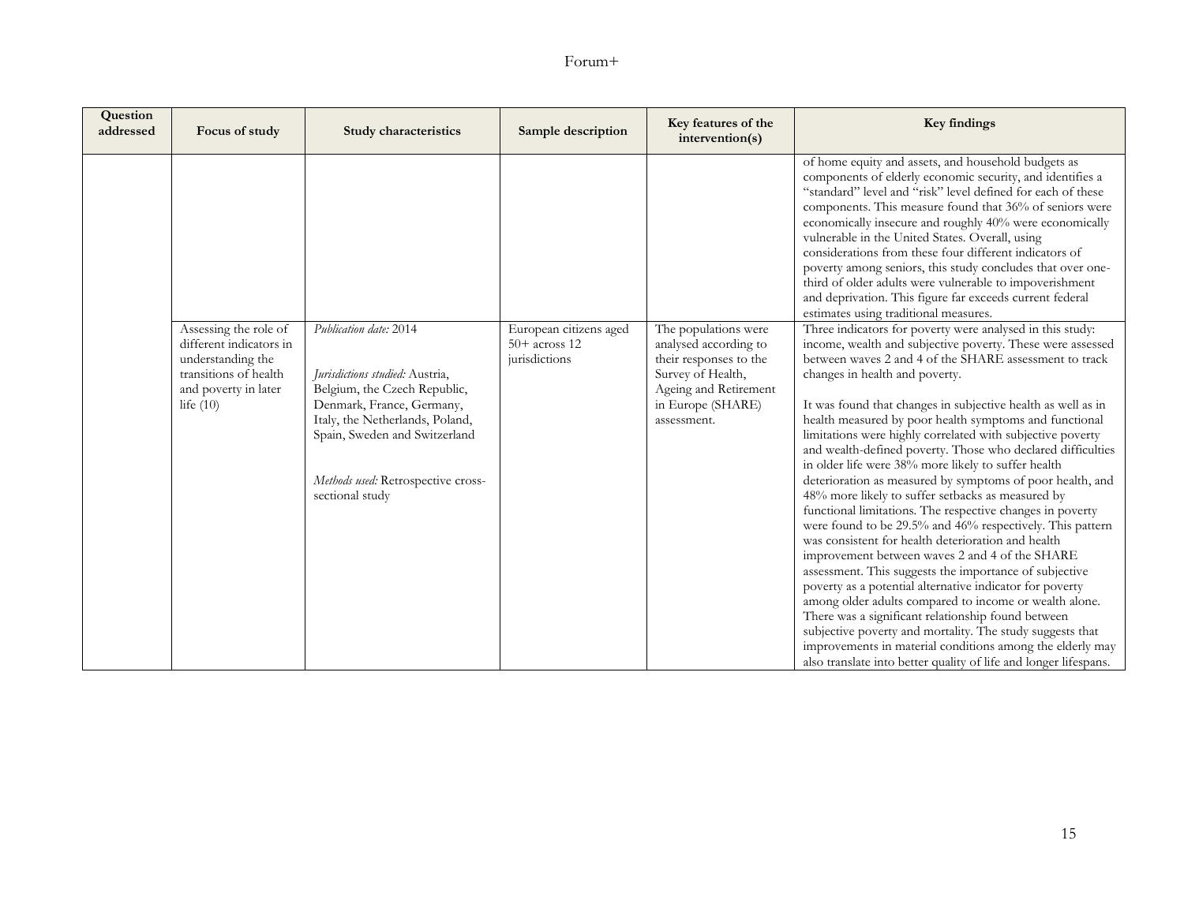| Question addressed | Focus of study | Study characteristics | Sample description | Key features of the intervention(s) | Key findings |
|---|---|---|---|---|---|
| | | | | | of home equity and assets, and household budgets as components of elderly economic security, and identifies a "standard" level and "risk" level defined for each of these components. This measure found that 36% of seniors were economically insecure and roughly 40% were economically vulnerable in the United States. Overall, using considerations from these four different indicators of poverty among seniors, this study concludes that over one-third of older adults were vulnerable to impoverishment and deprivation. This figure far exceeds current federal estimates using traditional measures. |
| | Assessing the role of different indicators in understanding the transitions of health and poverty in later life (10) | *Publication date:* 2014<br><br>*Jurisdictions studied:* Austria, Belgium, the Czech Republic, Denmark, France, Germany, Italy, the Netherlands, Poland, Spain, Sweden and Switzerland<br><br>*Methods used:* Retrospective cross-sectional study | European citizens aged 50+ across 12 jurisdictions | The populations were analysed according to their responses to the Survey of Health, Ageing and Retirement in Europe (SHARE) assessment. | Three indicators for poverty were analysed in this study: income, wealth and subjective poverty. These were assessed between waves 2 and 4 of the SHARE assessment to track changes in health and poverty.<br><br>It was found that changes in subjective health as well as in health measured by poor health symptoms and functional limitations were highly correlated with subjective poverty and wealth-defined poverty. Those who declared difficulties in older life were 38% more likely to suffer health deterioration as measured by symptoms of poor health, and 48% more likely to suffer setbacks as measured by functional limitations. The respective changes in poverty were found to be 29.5% and 46% respectively. This pattern was consistent for health deterioration and health improvement between waves 2 and 4 of the SHARE assessment. This suggests the importance of subjective poverty as a potential alternative indicator for poverty among older adults compared to income or wealth alone. There was a significant relationship found between subjective poverty and mortality. The study suggests that improvements in material conditions among the elderly may also translate into better quality of life and longer lifespans. |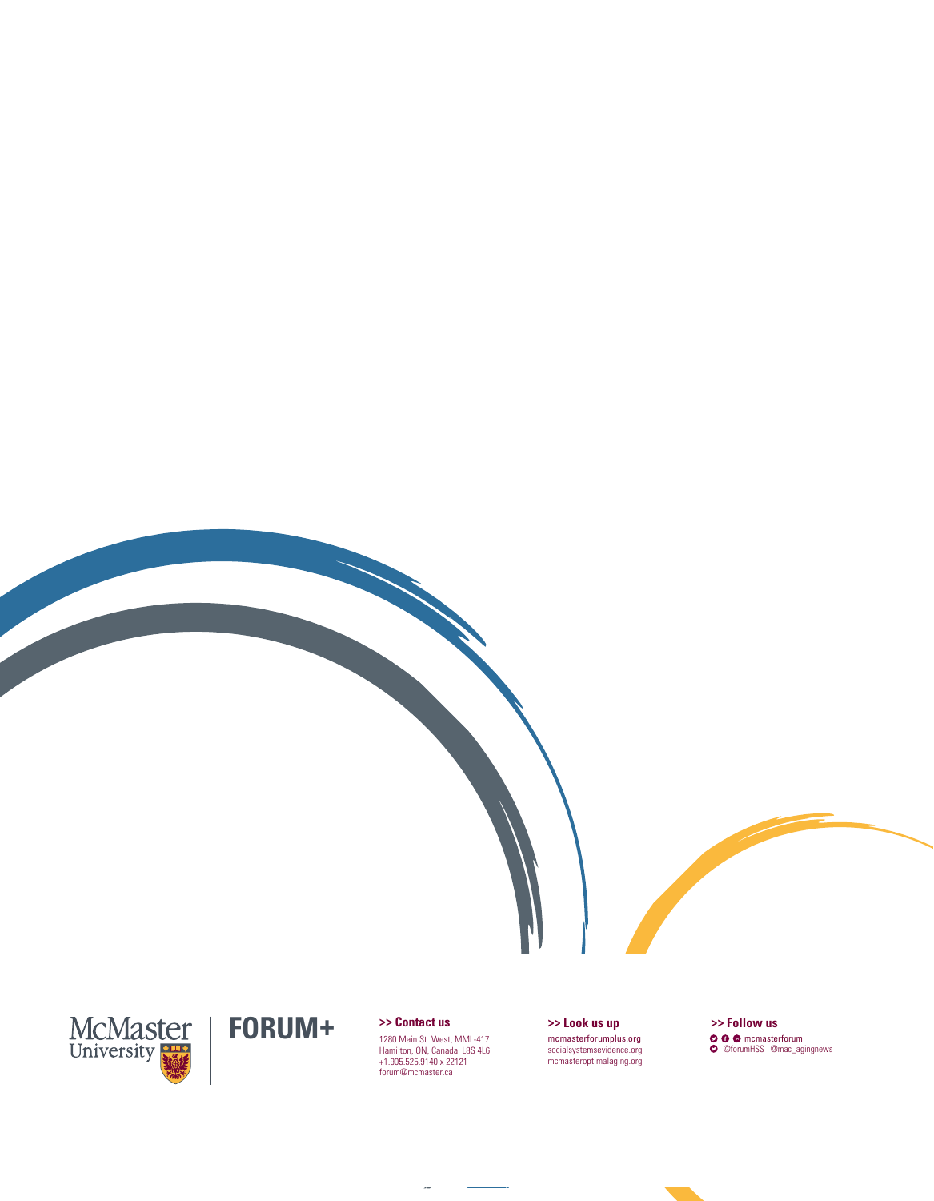McMaster University

FORUM+

**>> Contact us**

1280 Main St. West, MML-417
Hamilton, ON, Canada L8S 4L6
+1.905.525.9140 x 22121
forum@mcmaster.ca

**>> Look us up**

mcmasterforumplus.org
socialsystemsevidence.org
mcmasteroptimalaging.org

**>> Follow us**

mcmasterforum
@forumHSS @mac_agingnews